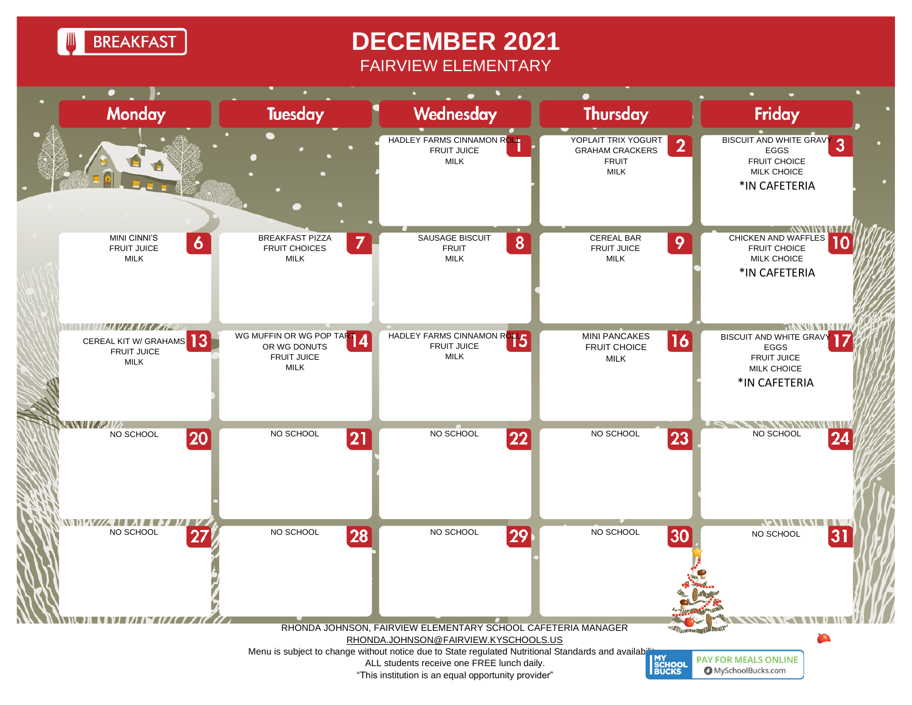# BREAKFAST

# DECEMBER 2021

## FAIRVIEW ELEMENTARY

| Monday | Tuesday | Wednesday | Thursday | Friday |
|---|---|---|---|---|
| | | **1** HADLEY FARMS CINNAMON ROLL<br>FRUIT JUICE<br>MILK | **2** YOPLAIT TRIX YOGURT<br>GRAHAM CRACKERS<br>FRUIT<br>MILK | **3** BISCUIT AND WHITE GRAVY<br>EGGS<br>FRUIT CHOICE<br>MILK CHOICE<br>*IN CAFETERIA |
| **6** MINI CINNI'S<br>FRUIT JUICE<br>MILK | **7** BREAKFAST PIZZA<br>FRUIT CHOICES<br>MILK | **8** SAUSAGE BISCUIT<br>FRUIT<br>MILK | **9** CEREAL BAR<br>FRUIT JUICE<br>MILK | **10** CHICKEN AND WAFFLES<br>FRUIT CHOICE<br>MILK CHOICE<br>*IN CAFETERIA |
| **13** CEREAL KIT W/ GRAHAMS<br>FRUIT JUICE<br>MILK | **14** WG MUFFIN OR WG POP TART<br>OR WG DONUTS<br>FRUIT JUICE<br>MILK | **15** HADLEY FARMS CINNAMON ROLL<br>FRUIT JUICE<br>MILK | **16** MINI PANCAKES<br>FRUIT CHOICE<br>MILK | **17** BISCUIT AND WHITE GRAVY<br>EGGS<br>FRUIT JUICE<br>MILK CHOICE<br>*IN CAFETERIA |
| **20** NO SCHOOL | **21** NO SCHOOL | **22** NO SCHOOL | **23** NO SCHOOL | **24** NO SCHOOL |
| **27** NO SCHOOL | **28** NO SCHOOL | **29** NO SCHOOL | **30** NO SCHOOL | **31** NO SCHOOL |

RHONDA JOHNSON, FAIRVIEW ELEMENTARY SCHOOL CAFETERIA MANAGER
RHONDA.JOHNSON@FAIRVIEW.KYSCHOOLS.US
Menu is subject to change without notice due to State regulated Nutritional Standards and availability.
ALL students receive one FREE lunch daily.
"This institution is an equal opportunity provider"

MY SCHOOL BUCKS — PAY FOR MEALS ONLINE — MySchoolBucks.com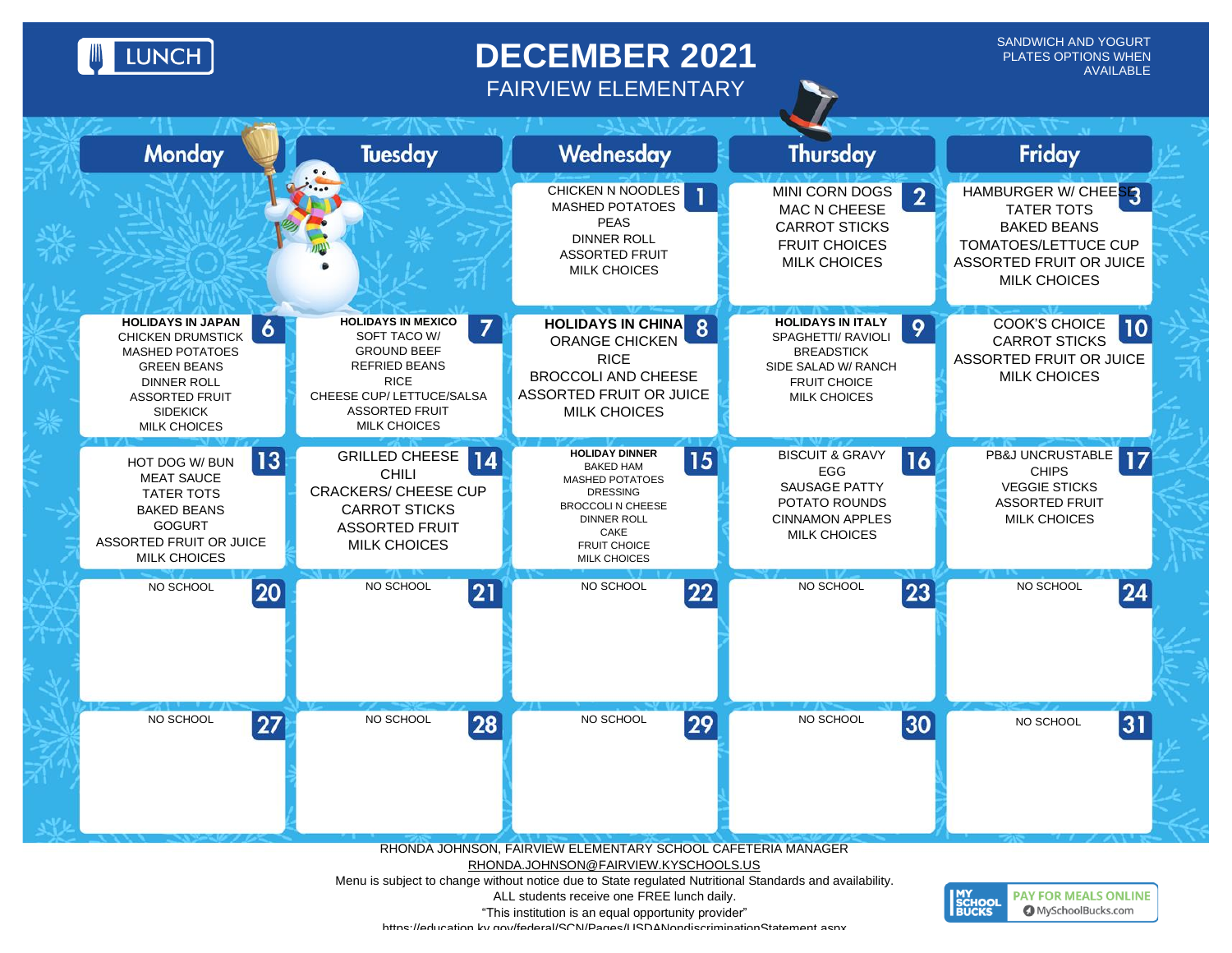# DECEMBER 2021

## FAIRVIEW ELEMENTARY

LUNCH

SANDWICH AND YOGURT PLATES OPTIONS WHEN AVAILABLE

| Monday | Tuesday | Wednesday | Thursday | Friday |
|---|---|---|---|---|
| | | **1** CHICKEN N NOODLES, MASHED POTATOES, PEAS, DINNER ROLL, ASSORTED FRUIT, MILK CHOICES | **2** MINI CORN DOGS, MAC N CHEESE, CARROT STICKS, FRUIT CHOICES, MILK CHOICES | **3** HAMBURGER W/ CHEESE, TATER TOTS, BAKED BEANS, TOMATOES/LETTUCE CUP, ASSORTED FRUIT OR JUICE, MILK CHOICES |
| **6** **HOLIDAYS IN JAPAN** CHICKEN DRUMSTICK, MASHED POTATOES, GREEN BEANS, DINNER ROLL, ASSORTED FRUIT, SIDEKICK, MILK CHOICES | **7** **HOLIDAYS IN MEXICO** SOFT TACO W/ GROUND BEEF, REFRIED BEANS, RICE, CHEESE CUP/ LETTUCE/SALSA, ASSORTED FRUIT, MILK CHOICES | **8** **HOLIDAYS IN CHINA** ORANGE CHICKEN, RICE, BROCCOLI AND CHEESE, ASSORTED FRUIT OR JUICE, MILK CHOICES | **9** **HOLIDAYS IN ITALY** SPAGHETTI/ RAVIOLI, BREADSTICK, SIDE SALAD W/ RANCH, FRUIT CHOICE, MILK CHOICES | **10** COOK'S CHOICE, CARROT STICKS, ASSORTED FRUIT OR JUICE, MILK CHOICES |
| **13** HOT DOG W/ BUN, MEAT SAUCE, TATER TOTS, BAKED BEANS, GOGURT, ASSORTED FRUIT OR JUICE, MILK CHOICES | **14** GRILLED CHEESE, CHILI, CRACKERS/ CHEESE CUP, CARROT STICKS, ASSORTED FRUIT, MILK CHOICES | **15** **HOLIDAY DINNER** BAKED HAM, MASHED POTATOES, DRESSING, BROCCOLI N CHEESE, DINNER ROLL, CAKE, FRUIT CHOICE, MILK CHOICES | **16** BISCUIT & GRAVY, EGG, SAUSAGE PATTY, POTATO ROUNDS, CINNAMON APPLES, MILK CHOICES | **17** PB&J UNCRUSTABLE, CHIPS, VEGGIE STICKS, ASSORTED FRUIT, MILK CHOICES |
| **20** NO SCHOOL | **21** NO SCHOOL | **22** NO SCHOOL | **23** NO SCHOOL | **24** NO SCHOOL |
| **27** NO SCHOOL | **28** NO SCHOOL | **29** NO SCHOOL | **30** NO SCHOOL | **31** NO SCHOOL |

RHONDA JOHNSON, FAIRVIEW ELEMENTARY SCHOOL CAFETERIA MANAGER
RHONDA.JOHNSON@FAIRVIEW.KYSCHOOLS.US
Menu is subject to change without notice due to State regulated Nutritional Standards and availability.
ALL students receive one FREE lunch daily.
"This institution is an equal opportunity provider"
https://education.ky.gov/federal/SCN/Pages/USDANondiscriminationStatement.aspx

MY SCHOOL BUCKS — PAY FOR MEALS ONLINE — MySchoolBucks.com